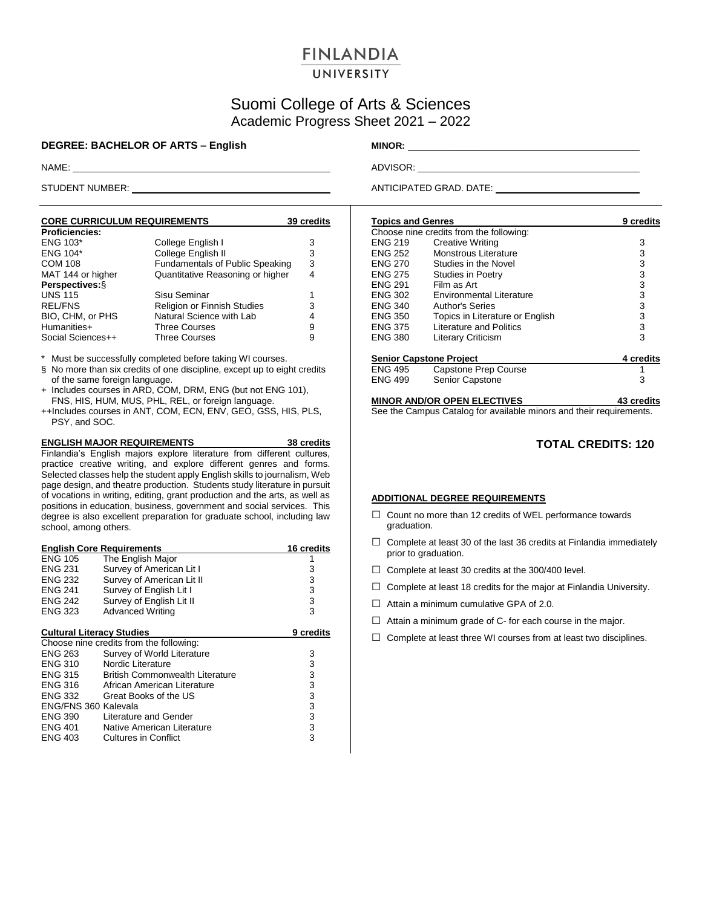# FINLANDIA UNIVERSITY

## Suomi College of Arts & Sciences
Academic Progress Sheet 2021 – 2022

**DEGREE: BACHELOR OF ARTS – English**

**MINOR:** \_\_\_\_\_\_\_\_\_\_\_\_\_\_\_\_\_\_\_\_

NAME: \_\_\_\_\_\_\_\_\_\_\_\_\_\_\_\_\_\_\_\_

ADVISOR: \_\_\_\_\_\_\_\_\_\_\_\_\_\_\_\_\_\_\_\_

STUDENT NUMBER: \_\_\_\_\_\_\_\_\_\_\_\_\_\_\_\_\_\_\_\_

ANTICIPATED GRAD. DATE: \_\_\_\_\_\_\_\_\_\_\_\_\_\_\_\_\_\_\_\_

### CORE CURRICULUM REQUIREMENTS — 39 credits

| Course | Title | Credits |
|---|---|---|
| **Proficiencies:** | | |
| ENG 103* | College English I | 3 |
| ENG 104* | College English II | 3 |
| COM 108 | Fundamentals of Public Speaking | 3 |
| MAT 144 or higher | Quantitative Reasoning or higher | 4 |
| **Perspectives:**§ | | |
| UNS 115 | Sisu Seminar | 1 |
| REL/FNS | Religion or Finnish Studies | 3 |
| BIO, CHM, or PHS | Natural Science with Lab | 4 |
| Humanities+ | Three Courses | 9 |
| Social Sciences++ | Three Courses | 9 |

\* Must be successfully completed before taking WI courses.

§ No more than six credits of one discipline, except up to eight credits of the same foreign language.

\+ Includes courses in ARD, COM, DRM, ENG (but not ENG 101), FNS, HIS, HUM, MUS, PHL, REL, or foreign language.

++Includes courses in ANT, COM, ECN, ENV, GEO, GSS, HIS, PLS, PSY, and SOC.

### ENGLISH MAJOR REQUIREMENTS — 38 credits

Finlandia's English majors explore literature from different cultures, practice creative writing, and explore different genres and forms. Selected classes help the student apply English skills to journalism, Web page design, and theatre production. Students study literature in pursuit of vocations in writing, editing, grant production and the arts, as well as positions in education, business, government and social services. This degree is also excellent preparation for graduate school, including law school, among others.

#### English Core Requirements — 16 credits

| Course | Title | Credits |
|---|---|---|
| ENG 105 | The English Major | 1 |
| ENG 231 | Survey of American Lit I | 3 |
| ENG 232 | Survey of American Lit II | 3 |
| ENG 241 | Survey of English Lit I | 3 |
| ENG 242 | Survey of English Lit II | 3 |
| ENG 323 | Advanced Writing | 3 |

#### Cultural Literacy Studies — 9 credits

Choose nine credits from the following:

| Course | Title | Credits |
|---|---|---|
| ENG 263 | Survey of World Literature | 3 |
| ENG 310 | Nordic Literature | 3 |
| ENG 315 | British Commonwealth Literature | 3 |
| ENG 316 | African American Literature | 3 |
| ENG 332 | Great Books of the US | 3 |
| ENG/FNS 360 | Kalevala | 3 |
| ENG 390 | Literature and Gender | 3 |
| ENG 401 | Native American Literature | 3 |
| ENG 403 | Cultures in Conflict | 3 |

#### Topics and Genres — 9 credits

Choose nine credits from the following:

| Course | Title | Credits |
|---|---|---|
| ENG 219 | Creative Writing | 3 |
| ENG 252 | Monstrous Literature | 3 |
| ENG 270 | Studies in the Novel | 3 |
| ENG 275 | Studies in Poetry | 3 |
| ENG 291 | Film as Art | 3 |
| ENG 302 | Environmental Literature | 3 |
| ENG 340 | Author's Series | 3 |
| ENG 350 | Topics in Literature or English | 3 |
| ENG 375 | Literature and Politics | 3 |
| ENG 380 | Literary Criticism | 3 |

#### Senior Capstone Project — 4 credits

| Course | Title | Credits |
|---|---|---|
| ENG 495 | Capstone Prep Course | 1 |
| ENG 499 | Senior Capstone | 3 |

### MINOR AND/OR OPEN ELECTIVES — 43 credits

See the Campus Catalog for available minors and their requirements.

## TOTAL CREDITS: 120

### ADDITIONAL DEGREE REQUIREMENTS

- ☐ Count no more than 12 credits of WEL performance towards graduation.
- ☐ Complete at least 30 of the last 36 credits at Finlandia immediately prior to graduation.
- ☐ Complete at least 30 credits at the 300/400 level.
- ☐ Complete at least 18 credits for the major at Finlandia University.
- ☐ Attain a minimum cumulative GPA of 2.0.
- ☐ Attain a minimum grade of C- for each course in the major.
- ☐ Complete at least three WI courses from at least two disciplines.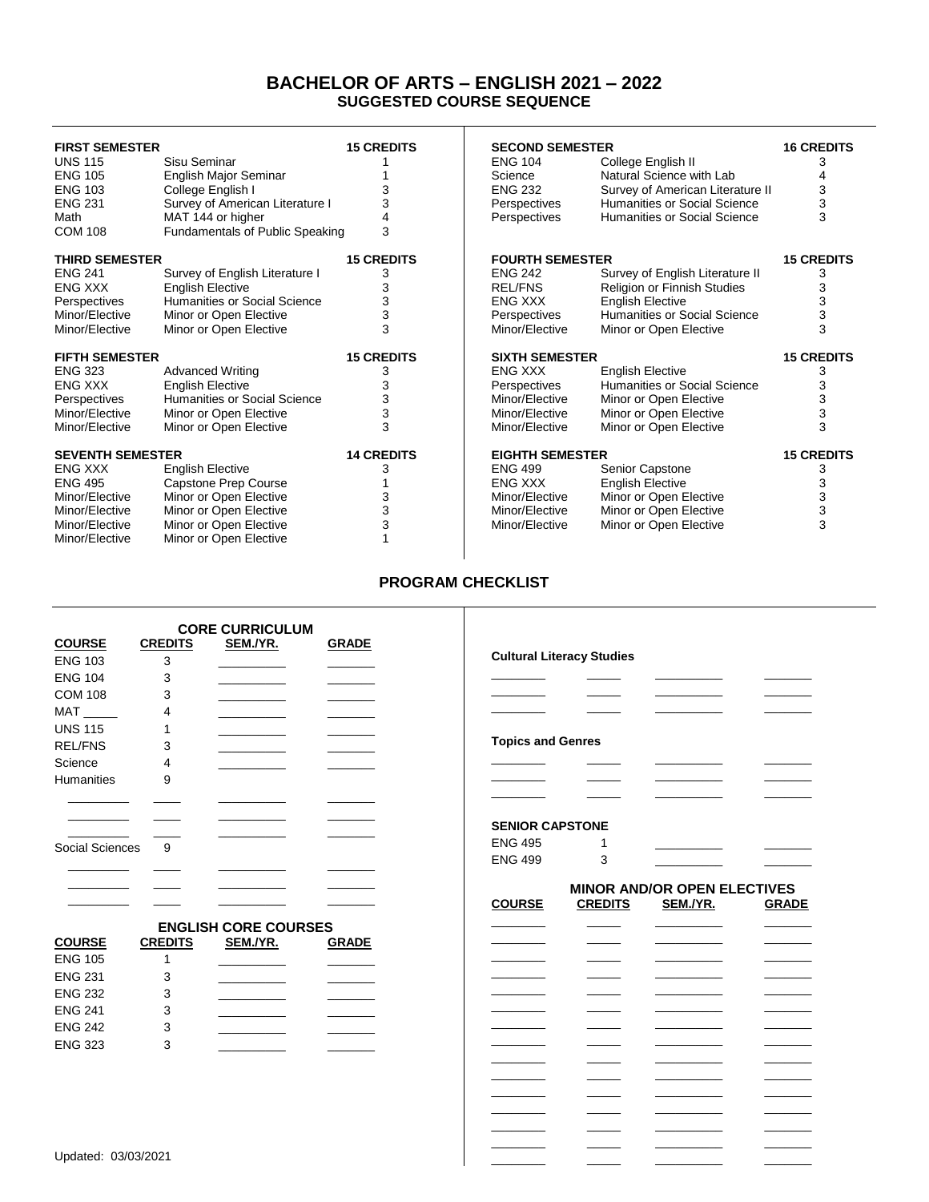# BACHELOR OF ARTS – ENGLISH 2021 – 2022

## SUGGESTED COURSE SEQUENCE

| FIRST SEMESTER | | 15 CREDITS |
|---|---|---|
| UNS 115 | Sisu Seminar | 1 |
| ENG 105 | English Major Seminar | 1 |
| ENG 103 | College English I | 3 |
| ENG 231 | Survey of American Literature I | 3 |
| Math | MAT 144 or higher | 4 |
| COM 108 | Fundamentals of Public Speaking | 3 |

| SECOND SEMESTER | | 16 CREDITS |
|---|---|---|
| ENG 104 | College English II | 3 |
| Science | Natural Science with Lab | 4 |
| ENG 232 | Survey of American Literature II | 3 |
| Perspectives | Humanities or Social Science | 3 |
| Perspectives | Humanities or Social Science | 3 |

| THIRD SEMESTER | | 15 CREDITS |
|---|---|---|
| ENG 241 | Survey of English Literature I | 3 |
| ENG XXX | English Elective | 3 |
| Perspectives | Humanities or Social Science | 3 |
| Minor/Elective | Minor or Open Elective | 3 |
| Minor/Elective | Minor or Open Elective | 3 |

| FOURTH SEMESTER | | 15 CREDITS |
|---|---|---|
| ENG 242 | Survey of English Literature II | 3 |
| REL/FNS | Religion or Finnish Studies | 3 |
| ENG XXX | English Elective | 3 |
| Perspectives | Humanities or Social Science | 3 |
| Minor/Elective | Minor or Open Elective | 3 |

| FIFTH SEMESTER | | 15 CREDITS |
|---|---|---|
| ENG 323 | Advanced Writing | 3 |
| ENG XXX | English Elective | 3 |
| Perspectives | Humanities or Social Science | 3 |
| Minor/Elective | Minor or Open Elective | 3 |
| Minor/Elective | Minor or Open Elective | 3 |

| SIXTH SEMESTER | | 15 CREDITS |
|---|---|---|
| ENG XXX | English Elective | 3 |
| Perspectives | Humanities or Social Science | 3 |
| Minor/Elective | Minor or Open Elective | 3 |
| Minor/Elective | Minor or Open Elective | 3 |
| Minor/Elective | Minor or Open Elective | 3 |

| SEVENTH SEMESTER | | 14 CREDITS |
|---|---|---|
| ENG XXX | English Elective | 3 |
| ENG 495 | Capstone Prep Course | 1 |
| Minor/Elective | Minor or Open Elective | 3 |
| Minor/Elective | Minor or Open Elective | 3 |
| Minor/Elective | Minor or Open Elective | 3 |
| Minor/Elective | Minor or Open Elective | 1 |

| EIGHTH SEMESTER | | 15 CREDITS |
|---|---|---|
| ENG 499 | Senior Capstone | 3 |
| ENG XXX | English Elective | 3 |
| Minor/Elective | Minor or Open Elective | 3 |
| Minor/Elective | Minor or Open Elective | 3 |
| Minor/Elective | Minor or Open Elective | 3 |

## PROGRAM CHECKLIST

### CORE CURRICULUM

| COURSE | CREDITS | SEM./YR. | GRADE |
|---|---|---|---|
| ENG 103 | 3 | | |
| ENG 104 | 3 | | |
| COM 108 | 3 | | |
| MAT _____ | 4 | | |
| UNS 115 | 1 | | |
| REL/FNS | 3 | | |
| Science | 4 | | |
| Humanities | 9 | | |
| | | | |
| | | | |
| | | | |
| Social Sciences | 9 | | |
| | | | |
| | | | |
| | | | |

### ENGLISH CORE COURSES

| COURSE | CREDITS | SEM./YR. | GRADE |
|---|---|---|---|
| ENG 105 | 1 | | |
| ENG 231 | 3 | | |
| ENG 232 | 3 | | |
| ENG 241 | 3 | | |
| ENG 242 | 3 | | |
| ENG 323 | 3 | | |

**Cultural Literacy Studies**

| | | | |
|---|---|---|---|
| | | | |
| | | | |
| | | | |

**Topics and Genres**

| | | | |
|---|---|---|---|
| | | | |
| | | | |
| | | | |

**SENIOR CAPSTONE**

| | | | |
|---|---|---|---|
| ENG 495 | 1 | | |
| ENG 499 | 3 | | |

### MINOR AND/OR OPEN ELECTIVES

| COURSE | CREDITS | SEM./YR. | GRADE |
|---|---|---|---|
| | | | |
| | | | |
| | | | |
| | | | |
| | | | |
| | | | |
| | | | |
| | | | |
| | | | |
| | | | |
| | | | |
| | | | |
| | | | |
| | | | |

Updated: 03/03/2021